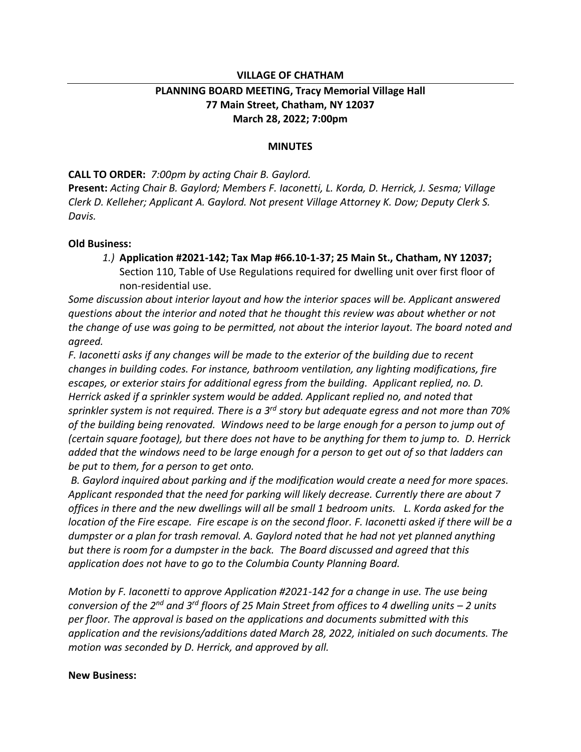**VILLAGE OF CHATHAM**

**PLANNING BOARD MEETING, Tracy Memorial Village Hall**
**77 Main Street, Chatham, NY 12037**
**March 28, 2022; 7:00pm**

**MINUTES**

**CALL TO ORDER:** *7:00pm by acting Chair B. Gaylord.*
**Present:** *Acting Chair B. Gaylord; Members F. Iaconetti, L. Korda, D. Herrick, J. Sesma; Village Clerk D. Kelleher; Applicant A. Gaylord. Not present Village Attorney K. Dow; Deputy Clerk S. Davis.*

**Old Business:**

1.) **Application #2021-142; Tax Map #66.10-1-37; 25 Main St., Chatham, NY 12037;** Section 110, Table of Use Regulations required for dwelling unit over first floor of non-residential use.

*Some discussion about interior layout and how the interior spaces will be. Applicant answered questions about the interior and noted that he thought this review was about whether or not the change of use was going to be permitted, not about the interior layout. The board noted and agreed.*

*F. Iaconetti asks if any changes will be made to the exterior of the building due to recent changes in building codes. For instance, bathroom ventilation, any lighting modifications, fire escapes, or exterior stairs for additional egress from the building. Applicant replied, no. D. Herrick asked if a sprinkler system would be added. Applicant replied no, and noted that sprinkler system is not required. There is a 3rd story but adequate egress and not more than 70% of the building being renovated. Windows need to be large enough for a person to jump out of (certain square footage), but there does not have to be anything for them to jump to. D. Herrick added that the windows need to be large enough for a person to get out of so that ladders can be put to them, for a person to get onto.*

*B. Gaylord inquired about parking and if the modification would create a need for more spaces. Applicant responded that the need for parking will likely decrease. Currently there are about 7 offices in there and the new dwellings will all be small 1 bedroom units. L. Korda asked for the location of the Fire escape. Fire escape is on the second floor. F. Iaconetti asked if there will be a dumpster or a plan for trash removal. A. Gaylord noted that he had not yet planned anything but there is room for a dumpster in the back. The Board discussed and agreed that this application does not have to go to the Columbia County Planning Board.*

*Motion by F. Iaconetti to approve Application #2021-142 for a change in use. The use being conversion of the 2nd and 3rd floors of 25 Main Street from offices to 4 dwelling units – 2 units per floor. The approval is based on the applications and documents submitted with this application and the revisions/additions dated March 28, 2022, initialed on such documents. The motion was seconded by D. Herrick, and approved by all.*

**New Business:**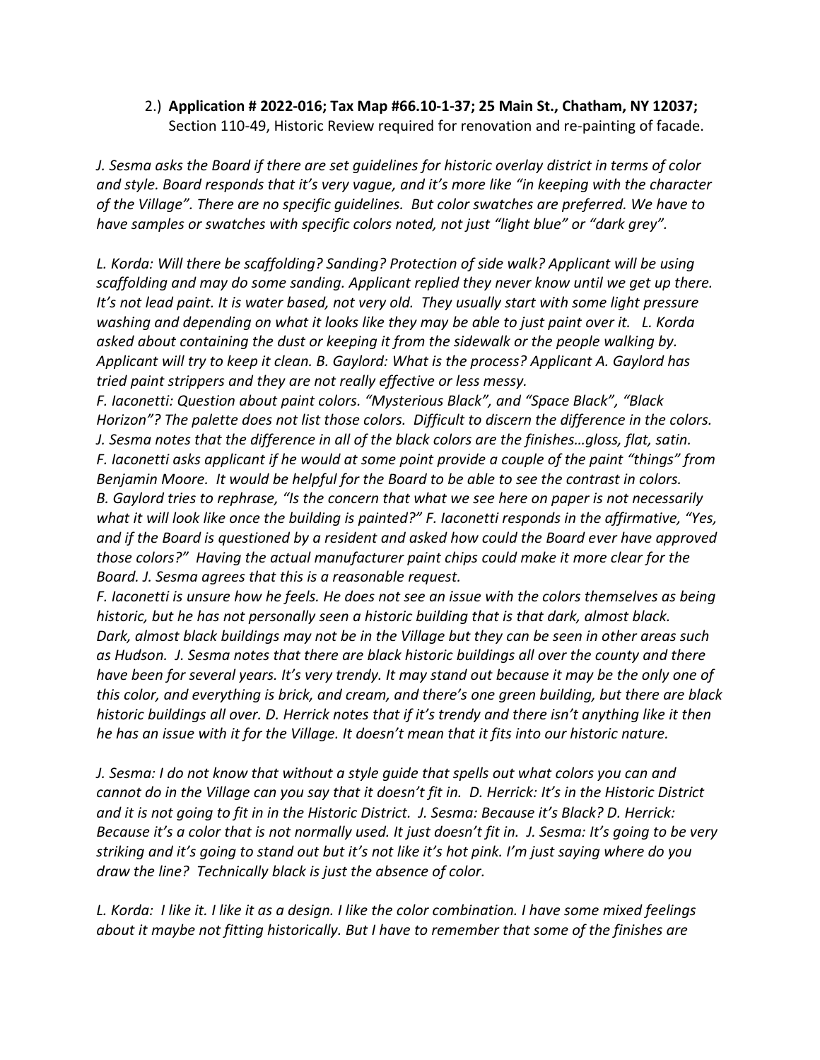2.) **Application # 2022-016; Tax Map #66.10-1-37; 25 Main St., Chatham, NY 12037;** Section 110-49, Historic Review required for renovation and re-painting of facade.

*J. Sesma asks the Board if there are set guidelines for historic overlay district in terms of color and style. Board responds that it's very vague, and it's more like "in keeping with the character of the Village". There are no specific guidelines. But color swatches are preferred. We have to have samples or swatches with specific colors noted, not just "light blue" or "dark grey".*

*L. Korda: Will there be scaffolding? Sanding? Protection of side walk? Applicant will be using scaffolding and may do some sanding. Applicant replied they never know until we get up there. It's not lead paint. It is water based, not very old. They usually start with some light pressure washing and depending on what it looks like they may be able to just paint over it. L. Korda asked about containing the dust or keeping it from the sidewalk or the people walking by. Applicant will try to keep it clean. B. Gaylord: What is the process? Applicant A. Gaylord has tried paint strippers and they are not really effective or less messy.*
*F. Iaconetti: Question about paint colors. "Mysterious Black", and "Space Black", "Black Horizon"? The palette does not list those colors. Difficult to discern the difference in the colors. J. Sesma notes that the difference in all of the black colors are the finishes…gloss, flat, satin. F. Iaconetti asks applicant if he would at some point provide a couple of the paint "things" from Benjamin Moore. It would be helpful for the Board to be able to see the contrast in colors. B. Gaylord tries to rephrase, "Is the concern that what we see here on paper is not necessarily what it will look like once the building is painted?" F. Iaconetti responds in the affirmative, "Yes, and if the Board is questioned by a resident and asked how could the Board ever have approved those colors?" Having the actual manufacturer paint chips could make it more clear for the Board. J. Sesma agrees that this is a reasonable request.*
*F. Iaconetti is unsure how he feels. He does not see an issue with the colors themselves as being historic, but he has not personally seen a historic building that is that dark, almost black. Dark, almost black buildings may not be in the Village but they can be seen in other areas such as Hudson. J. Sesma notes that there are black historic buildings all over the county and there have been for several years. It's very trendy. It may stand out because it may be the only one of this color, and everything is brick, and cream, and there's one green building, but there are black historic buildings all over. D. Herrick notes that if it's trendy and there isn't anything like it then he has an issue with it for the Village. It doesn't mean that it fits into our historic nature.*

*J. Sesma: I do not know that without a style guide that spells out what colors you can and cannot do in the Village can you say that it doesn't fit in. D. Herrick: It's in the Historic District and it is not going to fit in in the Historic District. J. Sesma: Because it's Black? D. Herrick: Because it's a color that is not normally used. It just doesn't fit in. J. Sesma: It's going to be very striking and it's going to stand out but it's not like it's hot pink. I'm just saying where do you draw the line? Technically black is just the absence of color.*

*L. Korda: I like it. I like it as a design. I like the color combination. I have some mixed feelings about it maybe not fitting historically. But I have to remember that some of the finishes are*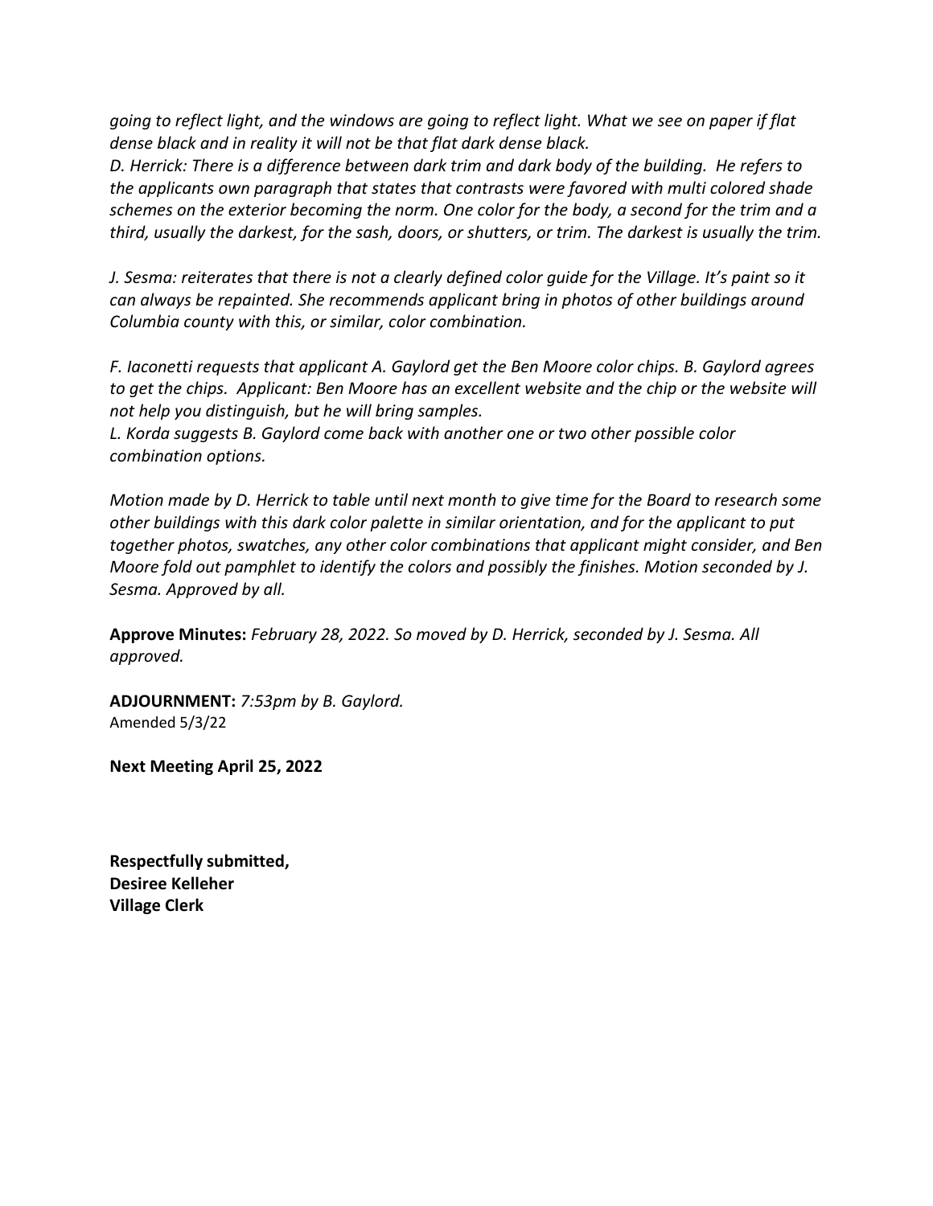*going to reflect light, and the windows are going to reflect light. What we see on paper if flat dense black and in reality it will not be that flat dark dense black.*

*D. Herrick: There is a difference between dark trim and dark body of the building. He refers to the applicants own paragraph that states that contrasts were favored with multi colored shade schemes on the exterior becoming the norm. One color for the body, a second for the trim and a third, usually the darkest, for the sash, doors, or shutters, or trim. The darkest is usually the trim.*

*J. Sesma: reiterates that there is not a clearly defined color guide for the Village. It's paint so it can always be repainted. She recommends applicant bring in photos of other buildings around Columbia county with this, or similar, color combination.*

*F. Iaconetti requests that applicant A. Gaylord get the Ben Moore color chips. B. Gaylord agrees to get the chips. Applicant: Ben Moore has an excellent website and the chip or the website will not help you distinguish, but he will bring samples.*

*L. Korda suggests B. Gaylord come back with another one or two other possible color combination options.*

*Motion made by D. Herrick to table until next month to give time for the Board to research some other buildings with this dark color palette in similar orientation, and for the applicant to put together photos, swatches, any other color combinations that applicant might consider, and Ben Moore fold out pamphlet to identify the colors and possibly the finishes. Motion seconded by J. Sesma. Approved by all.*

**Approve Minutes:** *February 28, 2022. So moved by D. Herrick, seconded by J. Sesma. All approved.*

**ADJOURNMENT:** *7:53pm by B. Gaylord.*
Amended 5/3/22

**Next Meeting April 25, 2022**

**Respectfully submitted,**
**Desiree Kelleher**
**Village Clerk**